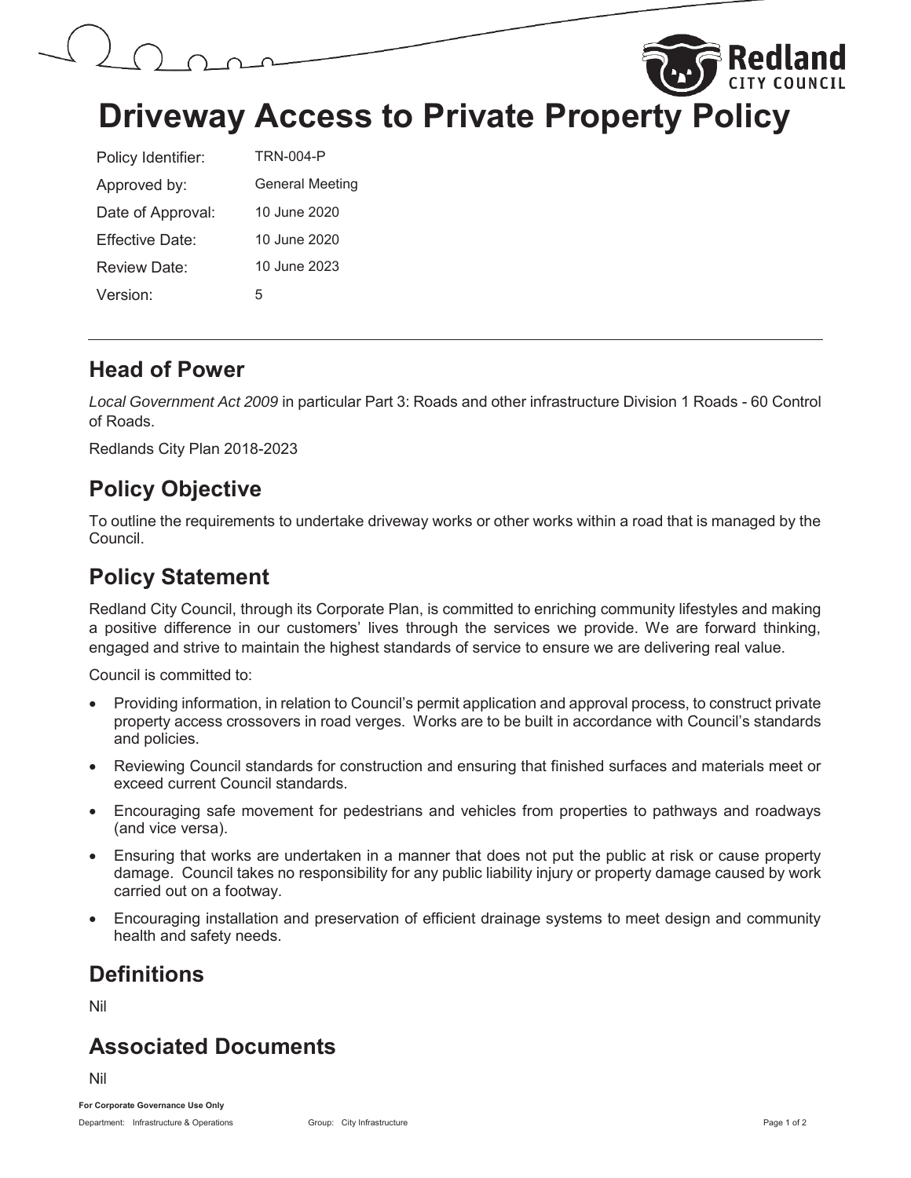# Driveway Access to Private Property Policy

| | |
|---|---|
| Policy Identifier: | TRN-004-P |
| Approved by: | General Meeting |
| Date of Approval: | 10 June 2020 |
| Effective Date: | 10 June 2020 |
| Review Date: | 10 June 2023 |
| Version: | 5 |

## Head of Power

*Local Government Act 2009* in particular Part 3: Roads and other infrastructure Division 1 Roads - 60 Control of Roads.

Redlands City Plan 2018-2023

## Policy Objective

To outline the requirements to undertake driveway works or other works within a road that is managed by the Council.

## Policy Statement

Redland City Council, through its Corporate Plan, is committed to enriching community lifestyles and making a positive difference in our customers' lives through the services we provide. We are forward thinking, engaged and strive to maintain the highest standards of service to ensure we are delivering real value.

Council is committed to:

- Providing information, in relation to Council's permit application and approval process, to construct private property access crossovers in road verges. Works are to be built in accordance with Council's standards and policies.
- Reviewing Council standards for construction and ensuring that finished surfaces and materials meet or exceed current Council standards.
- Encouraging safe movement for pedestrians and vehicles from properties to pathways and roadways (and vice versa).
- Ensuring that works are undertaken in a manner that does not put the public at risk or cause property damage. Council takes no responsibility for any public liability injury or property damage caused by work carried out on a footway.
- Encouraging installation and preservation of efficient drainage systems to meet design and community health and safety needs.

## Definitions

Nil

## Associated Documents

Nil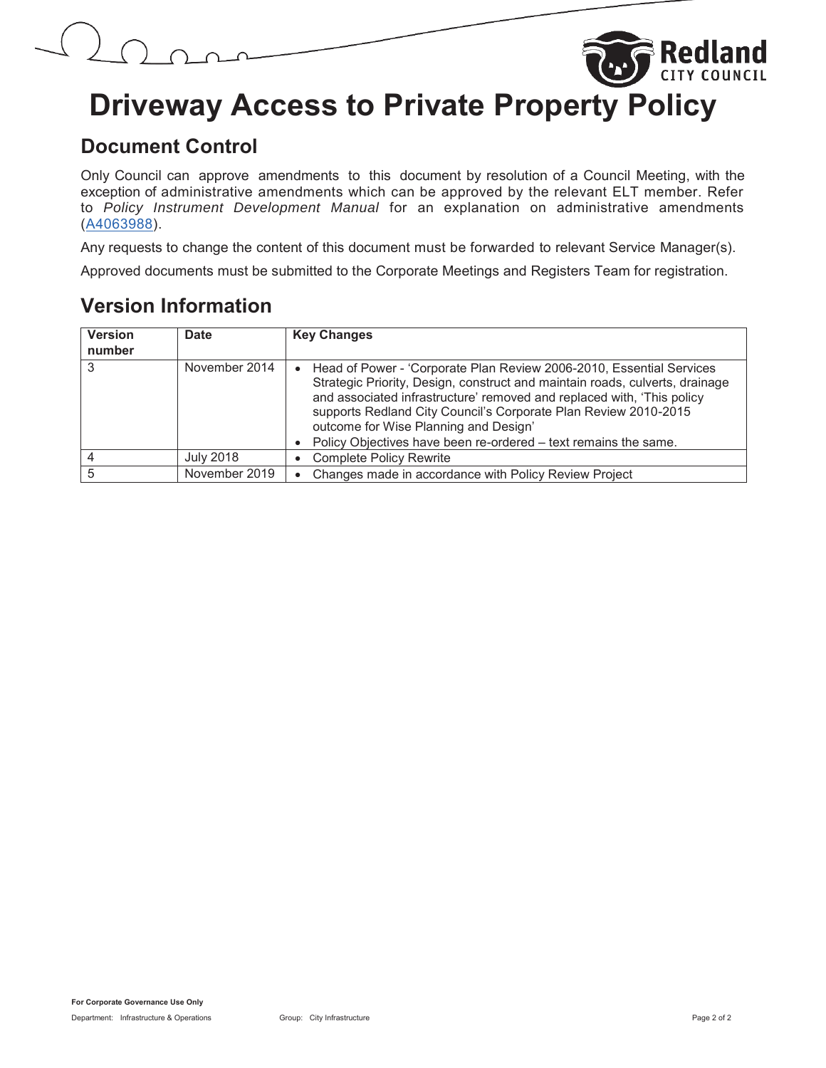# Driveway Access to Private Property Policy

## Document Control

Only Council can approve amendments to this document by resolution of a Council Meeting, with the exception of administrative amendments which can be approved by the relevant ELT member. Refer to *Policy Instrument Development Manual* for an explanation on administrative amendments (A4063988).

Any requests to change the content of this document must be forwarded to relevant Service Manager(s).

Approved documents must be submitted to the Corporate Meetings and Registers Team for registration.

## Version Information

| Version number | Date | Key Changes |
|---|---|---|
| 3 | November 2014 | • Head of Power - 'Corporate Plan Review 2006-2010, Essential Services Strategic Priority, Design, construct and maintain roads, culverts, drainage and associated infrastructure' removed and replaced with, 'This policy supports Redland City Council's Corporate Plan Review 2010-2015 outcome for Wise Planning and Design'<br>• Policy Objectives have been re-ordered – text remains the same. |
| 4 | July 2018 | • Complete Policy Rewrite |
| 5 | November 2019 | • Changes made in accordance with Policy Review Project |

**For Corporate Governance Use Only**

Department: Infrastructure & Operations    Group: City Infrastructure